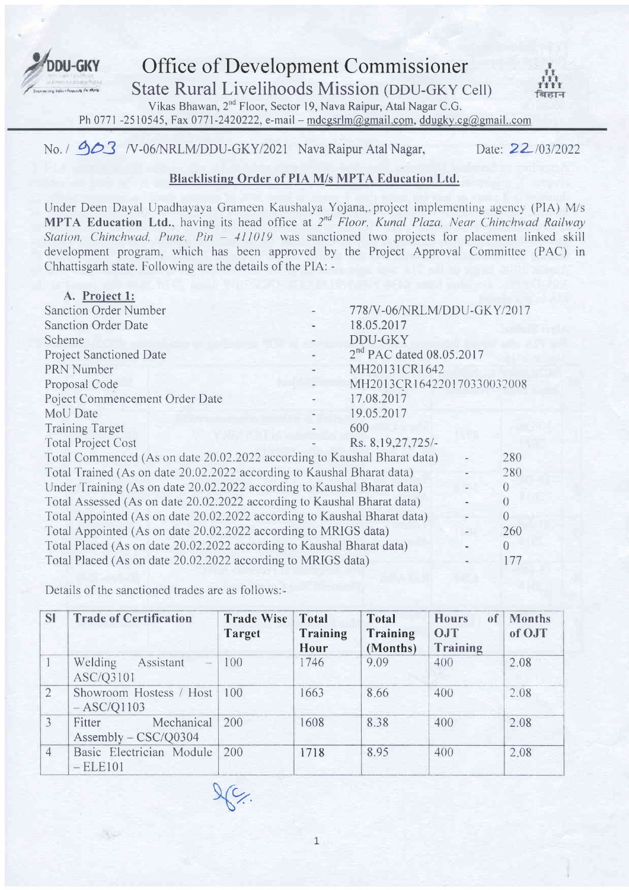# Office of Development Commissioner

## State Rural Livelihoods Mission (DDU-GKY Cell)

Vikas Bhawan, 2nd Floor, Sector 19, Nava Raipur, Atal Nagar C.G.

Ph 0771 -2510545, Fax 0771-2420222, e-mail – mdcgsrlm@gmail.com, ddugky.cg@gmail..com

No. / 903 /V-06/NRLM/DDU-GKY/2021 Nava Raipur Atal Nagar, Date: 22/03/2022

### Blacklisting Order of PIA M/s MPTA Education Ltd.

Under Deen Dayal Upadhayaya Grameen Kaushalya Yojana,. project implementing agency (PIA) M/s **MPTA Education Ltd.**, having its head office at *2nd Floor, Kunal Plaza, Near Chinchwad Railway Station, Chinchwad, Pune, Pin – 411019* was sanctioned two projects for placement linked skill development program, which has been approved by the Project Approval Committee (PAC) in Chhattisgarh state. Following are the details of the PIA: -

A. **Project 1:**

| | | |
|---|---|---|
| Sanction Order Number | - | 778/V-06/NRLM/DDU-GKY/2017 |
| Sanction Order Date | - | 18.05.2017 |
| Scheme | - | DDU-GKY |
| Project Sanctioned Date | - | 2nd PAC dated 08.05.2017 |
| PRN Number | - | MH20131CR1642 |
| Proposal Code | - | MH2013CR164220170330032008 |
| Poject Commencement Order Date | - | 17.08.2017 |
| MoU Date | - | 19.05.2017 |
| Training Target | - | 600 |
| Total Project Cost | - | Rs. 8,19,27,725/- |
| Total Commenced (As on date 20.02.2022 according to Kaushal Bharat data) | - | 280 |
| Total Trained (As on date 20.02.2022 according to Kaushal Bharat data) | - | 280 |
| Under Training (As on date 20.02.2022 according to Kaushal Bharat data) | - | 0 |
| Total Assessed (As on date 20.02.2022 according to Kaushal Bharat data) | - | 0 |
| Total Appointed (As on date 20.02.2022 according to Kaushal Bharat data) | - | 0 |
| Total Appointed (As on date 20.02.2022 according to MRIGS data) | - | 260 |
| Total Placed (As on date 20.02.2022 according to Kaushal Bharat data) | - | 0 |
| Total Placed (As on date 20.02.2022 according to MRIGS data) | - | 177 |

Details of the sanctioned trades are as follows:-

| Sl | Trade of Certification | Trade Wise Target | Total Training Hour | Total Training (Months) | Hours of OJT Training | Months of OJT |
|---|---|---|---|---|---|---|
| 1 | Welding Assistant – ASC/Q3101 | 100 | 1746 | 9.09 | 400 | 2.08 |
| 2 | Showroom Hostess / Host – ASC/Q1103 | 100 | 1663 | 8.66 | 400 | 2.08 |
| 3 | Fitter Mechanical Assembly – CSC/Q0304 | 200 | 1608 | 8.38 | 400 | 2.08 |
| 4 | Basic Electrician Module – ELE101 | 200 | 1718 | 8.95 | 400 | 2.08 |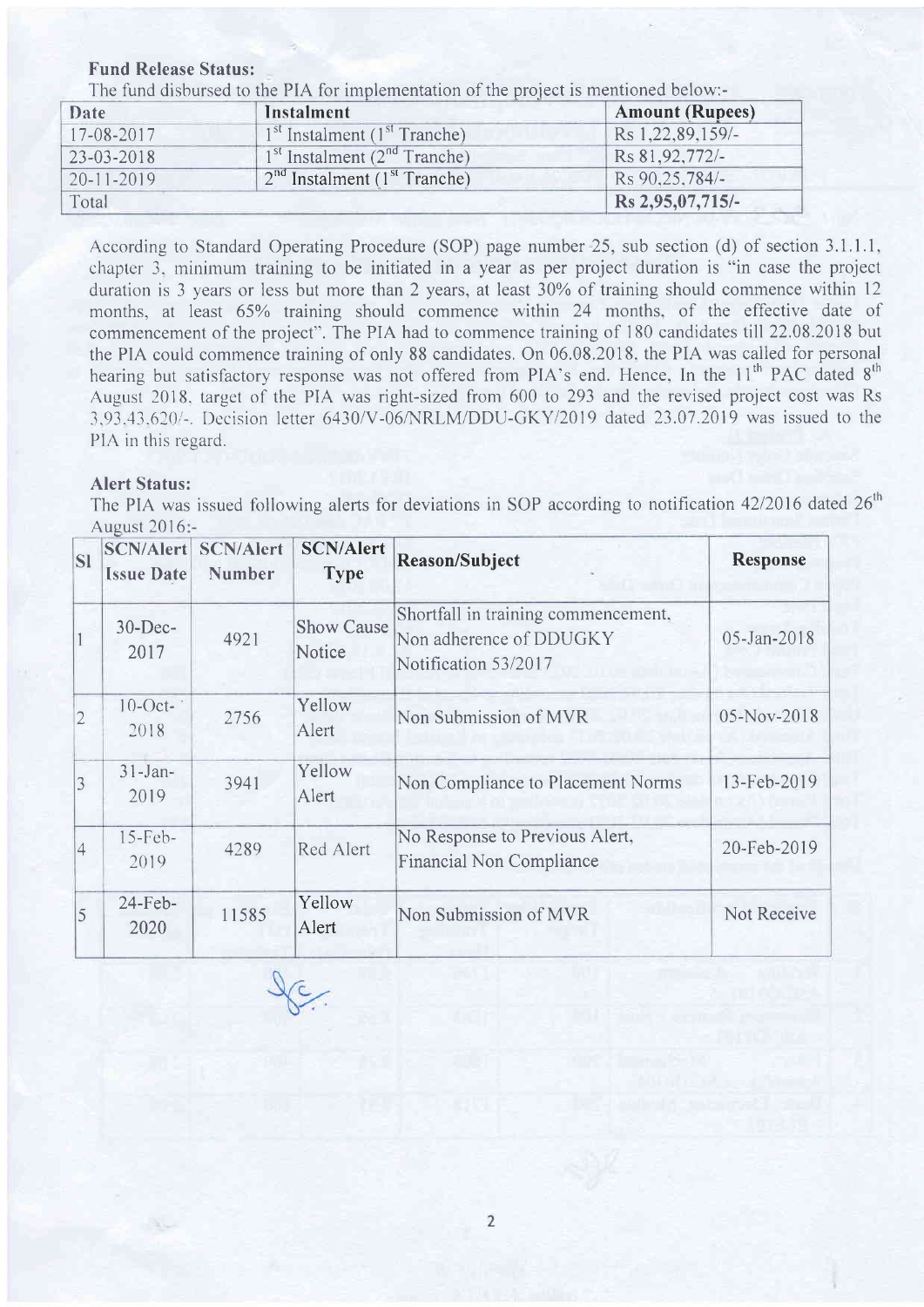**Fund Release Status:**

The fund disbursed to the PIA for implementation of the project is mentioned below:-

| Date | Instalment | Amount (Rupees) |
|---|---|---|
| 17-08-2017 | 1st Instalment (1st Tranche) | Rs 1,22,89,159/- |
| 23-03-2018 | 1st Instalment (2nd Tranche) | Rs 81,92,772/- |
| 20-11-2019 | 2nd Instalment (1st Tranche) | Rs 90,25,784/- |
| Total | | **Rs 2,95,07,715/-** |

According to Standard Operating Procedure (SOP) page number 25, sub section (d) of section 3.1.1.1, chapter 3, minimum training to be initiated in a year as per project duration is "in case the project duration is 3 years or less but more than 2 years, at least 30% of training should commence within 12 months, at least 65% training should commence within 24 months, of the effective date of commencement of the project". The PIA had to commence training of 180 candidates till 22.08.2018 but the PIA could commence training of only 88 candidates. On 06.08.2018, the PIA was called for personal hearing but satisfactory response was not offered from PIA's end. Hence, In the 11th PAC dated 8th August 2018, target of the PIA was right-sized from 600 to 293 and the revised project cost was Rs 3,93,43,620/-. Decision letter 6430/V-06/NRLM/DDU-GKY/2019 dated 23.07.2019 was issued to the PIA in this regard.

**Alert Status:**

The PIA was issued following alerts for deviations in SOP according to notification 42/2016 dated 26th August 2016:-

| Sl | SCN/Alert Issue Date | SCN/Alert Number | SCN/Alert Type | Reason/Subject | Response |
|---|---|---|---|---|---|
| 1 | 30-Dec-2017 | 4921 | Show Cause Notice | Shortfall in training commencement, Non adherence of DDUGKY Notification 53/2017 | 05-Jan-2018 |
| 2 | 10-Oct-2018 | 2756 | Yellow Alert | Non Submission of MVR | 05-Nov-2018 |
| 3 | 31-Jan-2019 | 3941 | Yellow Alert | Non Compliance to Placement Norms | 13-Feb-2019 |
| 4 | 15-Feb-2019 | 4289 | Red Alert | No Response to Previous Alert, Financial Non Compliance | 20-Feb-2019 |
| 5 | 24-Feb-2020 | 11585 | Yellow Alert | Non Submission of MVR | Not Receive |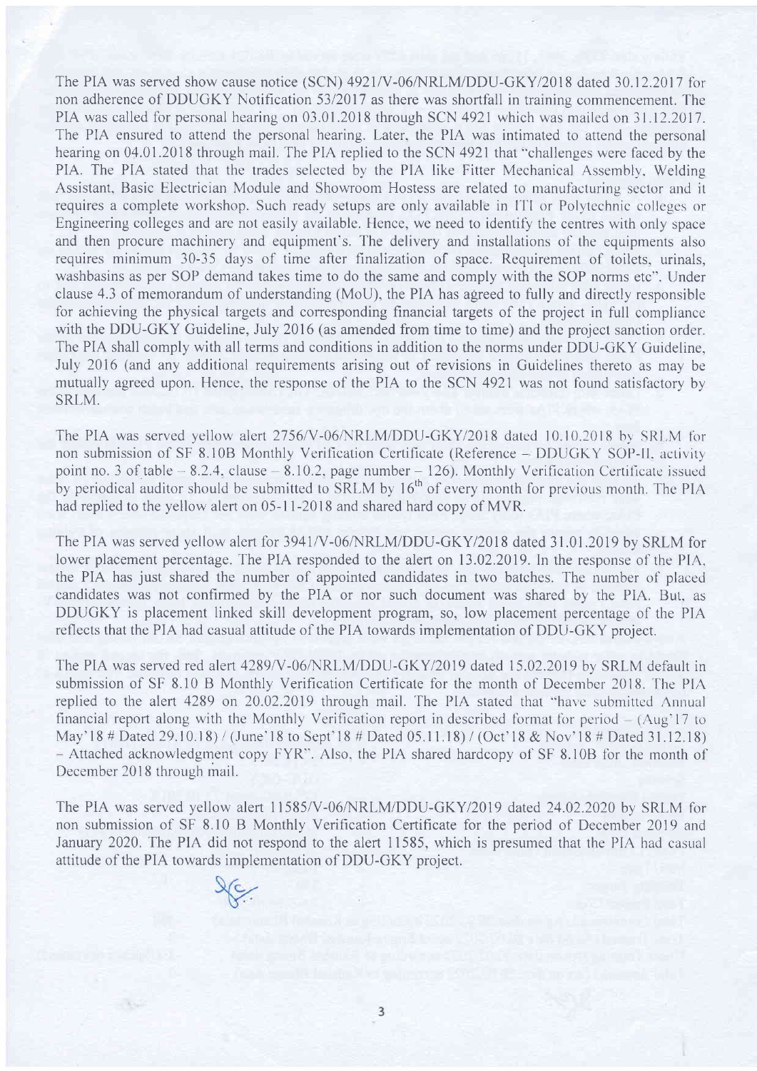The PIA was served show cause notice (SCN) 4921/V-06/NRLM/DDU-GKY/2018 dated 30.12.2017 for non adherence of DDUGKY Notification 53/2017 as there was shortfall in training commencement. The PIA was called for personal hearing on 03.01.2018 through SCN 4921 which was mailed on 31.12.2017. The PIA ensured to attend the personal hearing. Later, the PIA was intimated to attend the personal hearing on 04.01.2018 through mail. The PIA replied to the SCN 4921 that "challenges were faced by the PIA. The PIA stated that the trades selected by the PIA like Fitter Mechanical Assembly, Welding Assistant, Basic Electrician Module and Showroom Hostess are related to manufacturing sector and it requires a complete workshop. Such ready setups are only available in ITI or Polytechnic colleges or Engineering colleges and are not easily available. Hence, we need to identify the centres with only space and then procure machinery and equipment's. The delivery and installations of the equipments also requires minimum 30-35 days of time after finalization of space. Requirement of toilets, urinals, washbasins as per SOP demand takes time to do the same and comply with the SOP norms etc". Under clause 4.3 of memorandum of understanding (MoU), the PIA has agreed to fully and directly responsible for achieving the physical targets and corresponding financial targets of the project in full compliance with the DDU-GKY Guideline, July 2016 (as amended from time to time) and the project sanction order. The PIA shall comply with all terms and conditions in addition to the norms under DDU-GKY Guideline, July 2016 (and any additional requirements arising out of revisions in Guidelines thereto as may be mutually agreed upon. Hence, the response of the PIA to the SCN 4921 was not found satisfactory by SRLM.

The PIA was served yellow alert 2756/V-06/NRLM/DDU-GKY/2018 dated 10.10.2018 by SRLM for non submission of SF 8.10B Monthly Verification Certificate (Reference – DDUGKY SOP-II, activity point no. 3 of table – 8.2.4, clause – 8.10.2, page number – 126). Monthly Verification Certificate issued by periodical auditor should be submitted to SRLM by 16th of every month for previous month. The PIA had replied to the yellow alert on 05-11-2018 and shared hard copy of MVR.

The PIA was served yellow alert for 3941/V-06/NRLM/DDU-GKY/2018 dated 31.01.2019 by SRLM for lower placement percentage. The PIA responded to the alert on 13.02.2019. In the response of the PIA, the PIA has just shared the number of appointed candidates in two batches. The number of placed candidates was not confirmed by the PIA or nor such document was shared by the PIA. But, as DDUGKY is placement linked skill development program, so, low placement percentage of the PIA reflects that the PIA had casual attitude of the PIA towards implementation of DDU-GKY project.

The PIA was served red alert 4289/V-06/NRLM/DDU-GKY/2019 dated 15.02.2019 by SRLM default in submission of SF 8.10 B Monthly Verification Certificate for the month of December 2018. The PIA replied to the alert 4289 on 20.02.2019 through mail. The PIA stated that "have submitted Annual financial report along with the Monthly Verification report in described format for period – (Aug'17 to May'18 # Dated 29.10.18) / (June'18 to Sept'18 # Dated 05.11.18) / (Oct'18 & Nov'18 # Dated 31.12.18) – Attached acknowledgment copy FYR". Also, the PIA shared hardcopy of SF 8.10B for the month of December 2018 through mail.

The PIA was served yellow alert 11585/V-06/NRLM/DDU-GKY/2019 dated 24.02.2020 by SRLM for non submission of SF 8.10 B Monthly Verification Certificate for the period of December 2019 and January 2020. The PIA did not respond to the alert 11585, which is presumed that the PIA had casual attitude of the PIA towards implementation of DDU-GKY project.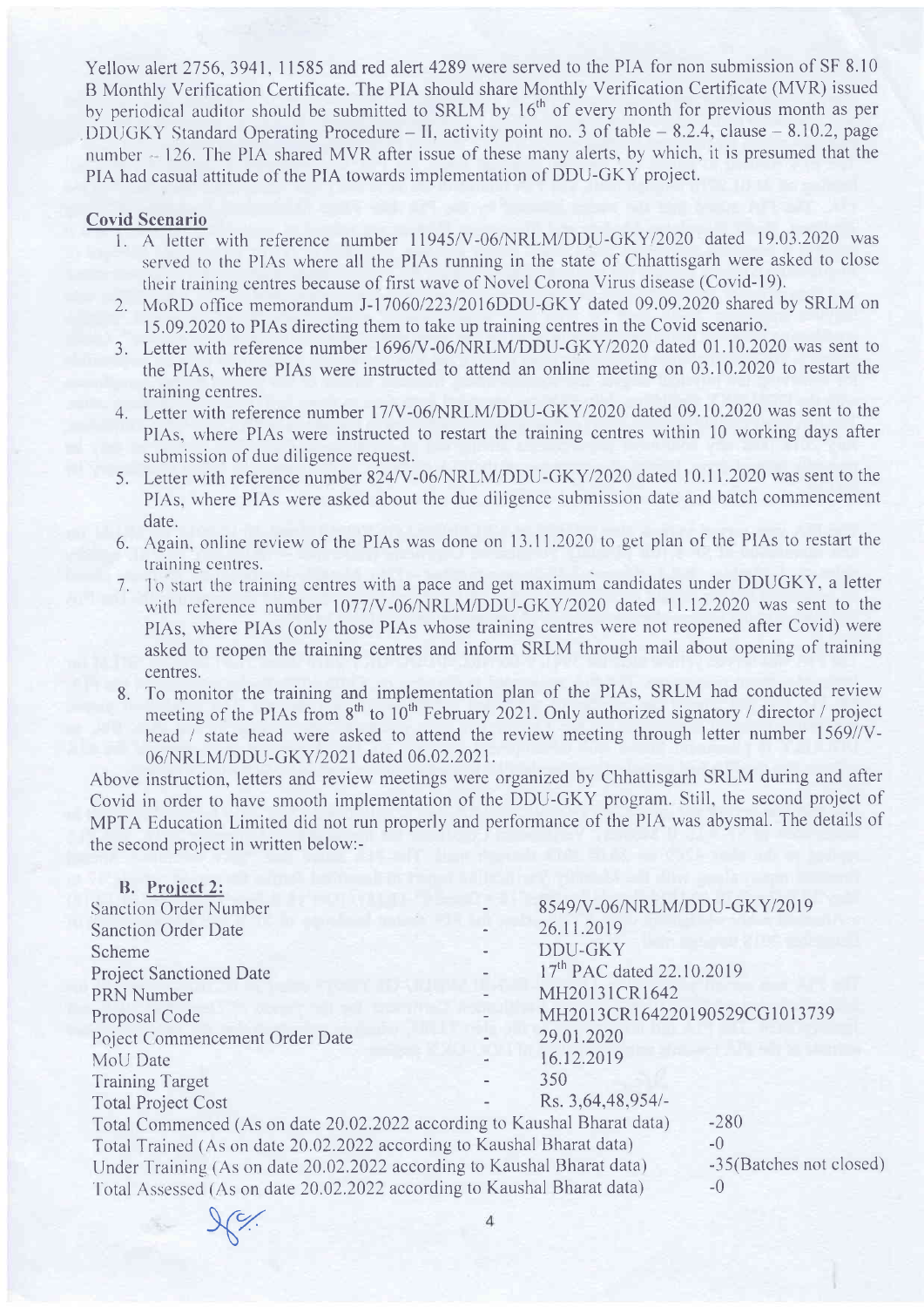Yellow alert 2756, 3941, 11585 and red alert 4289 were served to the PIA for non submission of SF 8.10 B Monthly Verification Certificate. The PIA should share Monthly Verification Certificate (MVR) issued by periodical auditor should be submitted to SRLM by 16th of every month for previous month as per DDUGKY Standard Operating Procedure – II, activity point no. 3 of table – 8.2.4, clause – 8.10.2, page number – 126. The PIA shared MVR after issue of these many alerts, by which, it is presumed that the PIA had casual attitude of the PIA towards implementation of DDU-GKY project.

**Covid Scenario**

1. A letter with reference number 11945/V-06/NRLM/DDU-GKY/2020 dated 19.03.2020 was served to the PIAs where all the PIAs running in the state of Chhattisgarh were asked to close their training centres because of first wave of Novel Corona Virus disease (Covid-19).
2. MoRD office memorandum J-17060/223/2016DDU-GKY dated 09.09.2020 shared by SRLM on 15.09.2020 to PIAs directing them to take up training centres in the Covid scenario.
3. Letter with reference number 1696/V-06/NRLM/DDU-GKY/2020 dated 01.10.2020 was sent to the PIAs, where PIAs were instructed to attend an online meeting on 03.10.2020 to restart the training centres.
4. Letter with reference number 17/V-06/NRLM/DDU-GKY/2020 dated 09.10.2020 was sent to the PIAs, where PIAs were instructed to restart the training centres within 10 working days after submission of due diligence request.
5. Letter with reference number 824/V-06/NRLM/DDU-GKY/2020 dated 10.11.2020 was sent to the PIAs, where PIAs were asked about the due diligence submission date and batch commencement date.
6. Again, online review of the PIAs was done on 13.11.2020 to get plan of the PIAs to restart the training centres.
7. To start the training centres with a pace and get maximum candidates under DDUGKY, a letter with reference number 1077/V-06/NRLM/DDU-GKY/2020 dated 11.12.2020 was sent to the PIAs, where PIAs (only those PIAs whose training centres were not reopened after Covid) were asked to reopen the training centres and inform SRLM through mail about opening of training centres.
8. To monitor the training and implementation plan of the PIAs, SRLM had conducted review meeting of the PIAs from 8th to 10th February 2021. Only authorized signatory / director / project head / state head were asked to attend the review meeting through letter number 1569//V-06/NRLM/DDU-GKY/2021 dated 06.02.2021.

Above instruction, letters and review meetings were organized by Chhattisgarh SRLM during and after Covid in order to have smooth implementation of the DDU-GKY program. Still, the second project of MPTA Education Limited did not run properly and performance of the PIA was abysmal. The details of the second project in written below:-

**B. Project 2:**

| | | |
|---|---|---|
| Sanction Order Number | - | 8549/V-06/NRLM/DDU-GKY/2019 |
| Sanction Order Date | - | 26.11.2019 |
| Scheme | - | DDU-GKY |
| Project Sanctioned Date | - | 17th PAC dated 22.10.2019 |
| PRN Number | - | MH20131CR1642 |
| Proposal Code | - | MH2013CR164220190529CG1013739 |
| Poject Commencement Order Date | - | 29.01.2020 |
| MoU Date | - | 16.12.2019 |
| Training Target | - | 350 |
| Total Project Cost | - | Rs. 3,64,48,954/- |

Total Commenced (As on date 20.02.2022 according to Kaushal Bharat data) -280

Total Trained (As on date 20.02.2022 according to Kaushal Bharat data) -0

Under Training (As on date 20.02.2022 according to Kaushal Bharat data) -35(Batches not closed)

Total Assessed (As on date 20.02.2022 according to Kaushal Bharat data) -0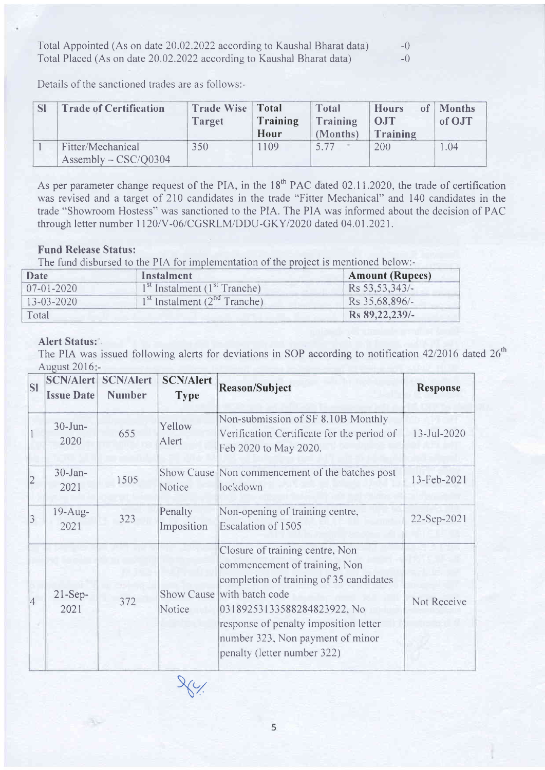Total Appointed (As on date 20.02.2022 according to Kaushal Bharat data) -0
Total Placed (As on date 20.02.2022 according to Kaushal Bharat data) -0

Details of the sanctioned trades are as follows:-

| Sl | Trade of Certification | Trade Wise Target | Total Training Hour | Total Training (Months) | Hours of OJT Training | Months of OJT |
|---|---|---|---|---|---|---|
| 1 | Fitter/Mechanical Assembly – CSC/Q0304 | 350 | 1109 | 5.77 | 200 | 1.04 |

As per parameter change request of the PIA, in the 18th PAC dated 02.11.2020, the trade of certification was revised and a target of 210 candidates in the trade "Fitter Mechanical" and 140 candidates in the trade "Showroom Hostess" was sanctioned to the PIA. The PIA was informed about the decision of PAC through letter number 1120/V-06/CGSRLM/DDU-GKY/2020 dated 04.01.2021.

**Fund Release Status:**

The fund disbursed to the PIA for implementation of the project is mentioned below:-

| Date | Instalment | Amount (Rupees) |
|---|---|---|
| 07-01-2020 | 1st Instalment (1st Tranche) | Rs 53,53,343/- |
| 13-03-2020 | 1st Instalment (2nd Tranche) | Rs 35,68,896/- |
| Total | | **Rs 89,22,239/-** |

**Alert Status:**

The PIA was issued following alerts for deviations in SOP according to notification 42/2016 dated 26th August 2016:-

| Sl | SCN/Alert Issue Date | SCN/Alert Number | SCN/Alert Type | Reason/Subject | Response |
|---|---|---|---|---|---|
| 1 | 30-Jun-2020 | 655 | Yellow Alert | Non-submission of SF 8.10B Monthly Verification Certificate for the period of Feb 2020 to May 2020. | 13-Jul-2020 |
| 2 | 30-Jan-2021 | 1505 | Show Cause Notice | Non commencement of the batches post lockdown | 13-Feb-2021 |
| 3 | 19-Aug-2021 | 323 | Penalty Imposition | Non-opening of training centre, Escalation of 1505 | 22-Sep-2021 |
| 4 | 21-Sep-2021 | 372 | Show Cause Notice | Closure of training centre, Non commencement of training, Non completion of training of 35 candidates with batch code 0318925313358828482392​2, No response of penalty imposition letter number 323, Non payment of minor penalty (letter number 322) | Not Receive |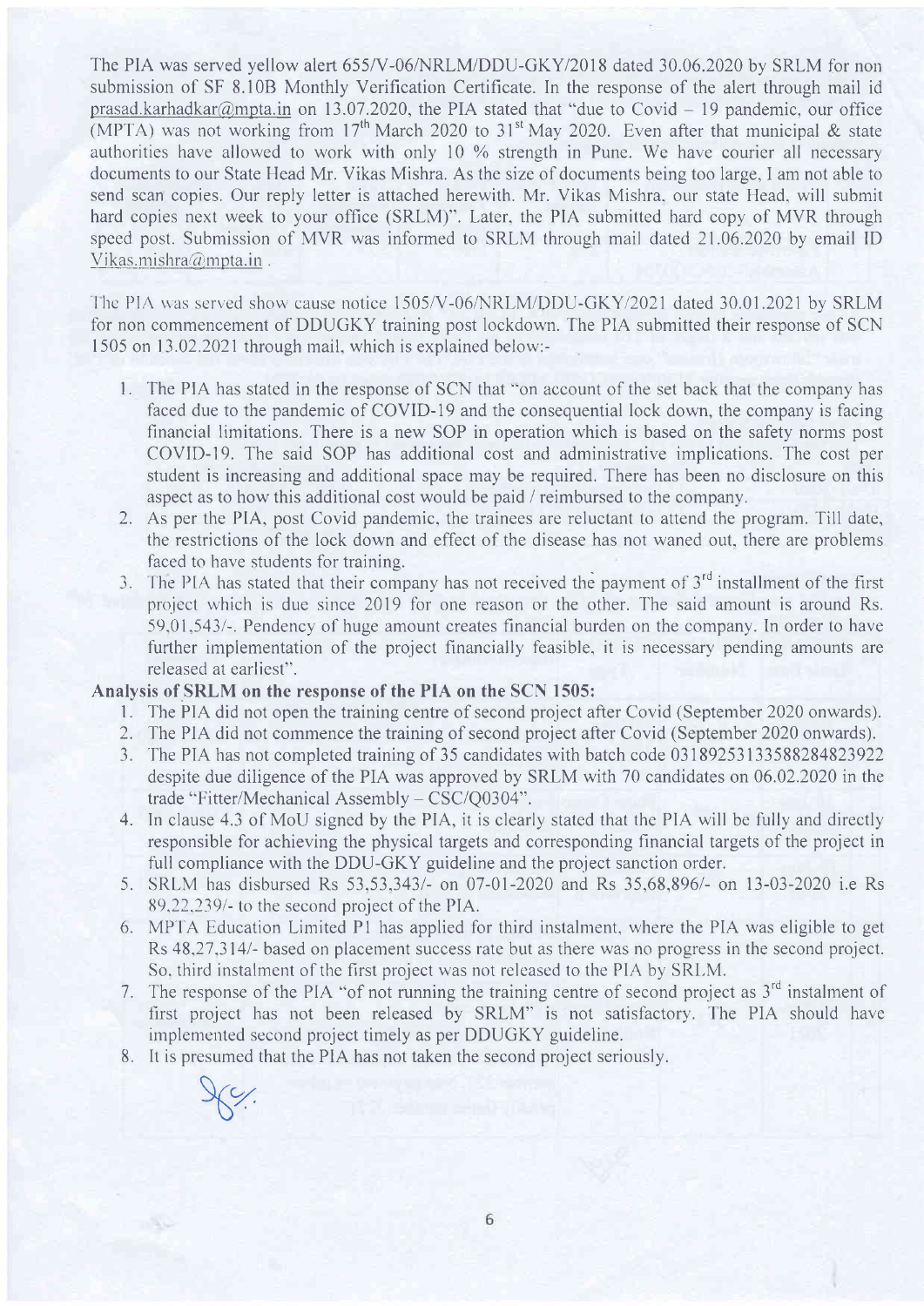The PIA was served yellow alert 655/V-06/NRLM/DDU-GKY/2018 dated 30.06.2020 by SRLM for non submission of SF 8.10B Monthly Verification Certificate. In the response of the alert through mail id prasad.karhadkar@mpta.in on 13.07.2020, the PIA stated that "due to Covid – 19 pandemic, our office (MPTA) was not working from 17th March 2020 to 31st May 2020. Even after that municipal & state authorities have allowed to work with only 10 % strength in Pune. We have courier all necessary documents to our State Head Mr. Vikas Mishra. As the size of documents being too large, I am not able to send scan copies. Our reply letter is attached herewith. Mr. Vikas Mishra, our state Head, will submit hard copies next week to your office (SRLM)". Later, the PIA submitted hard copy of MVR through speed post. Submission of MVR was informed to SRLM through mail dated 21.06.2020 by email ID Vikas.mishra@mpta.in .

The PIA was served show cause notice 1505/V-06/NRLM/DDU-GKY/2021 dated 30.01.2021 by SRLM for non commencement of DDUGKY training post lockdown. The PIA submitted their response of SCN 1505 on 13.02.2021 through mail, which is explained below:-

1. The PIA has stated in the response of SCN that "on account of the set back that the company has faced due to the pandemic of COVID-19 and the consequential lock down, the company is facing financial limitations. There is a new SOP in operation which is based on the safety norms post COVID-19. The said SOP has additional cost and administrative implications. The cost per student is increasing and additional space may be required. There has been no disclosure on this aspect as to how this additional cost would be paid / reimbursed to the company.
2. As per the PIA, post Covid pandemic, the trainees are reluctant to attend the program. Till date, the restrictions of the lock down and effect of the disease has not waned out, there are problems faced to have students for training.
3. The PIA has stated that their company has not received the payment of 3rd installment of the first project which is due since 2019 for one reason or the other. The said amount is around Rs. 59,01,543/-. Pendency of huge amount creates financial burden on the company. In order to have further implementation of the project financially feasible, it is necessary pending amounts are released at earliest".

**Analysis of SRLM on the response of the PIA on the SCN 1505:**

1. The PIA did not open the training centre of second project after Covid (September 2020 onwards).
2. The PIA did not commence the training of second project after Covid (September 2020 onwards).
3. The PIA has not completed training of 35 candidates with batch code 0318925313358828 4823922 despite due diligence of the PIA was approved by SRLM with 70 candidates on 06.02.2020 in the trade "Fitter/Mechanical Assembly – CSC/Q0304".
4. In clause 4.3 of MoU signed by the PIA, it is clearly stated that the PIA will be fully and directly responsible for achieving the physical targets and corresponding financial targets of the project in full compliance with the DDU-GKY guideline and the project sanction order.
5. SRLM has disbursed Rs 53,53,343/- on 07-01-2020 and Rs 35,68,896/- on 13-03-2020 i.e Rs 89,22,239/- to the second project of the PIA.
6. MPTA Education Limited P1 has applied for third instalment, where the PIA was eligible to get Rs 48,27,314/- based on placement success rate but as there was no progress in the second project. So, third instalment of the first project was not released to the PIA by SRLM.
7. The response of the PIA "of not running the training centre of second project as 3rd instalment of first project has not been released by SRLM" is not satisfactory. The PIA should have implemented second project timely as per DDUGKY guideline.
8. It is presumed that the PIA has not taken the second project seriously.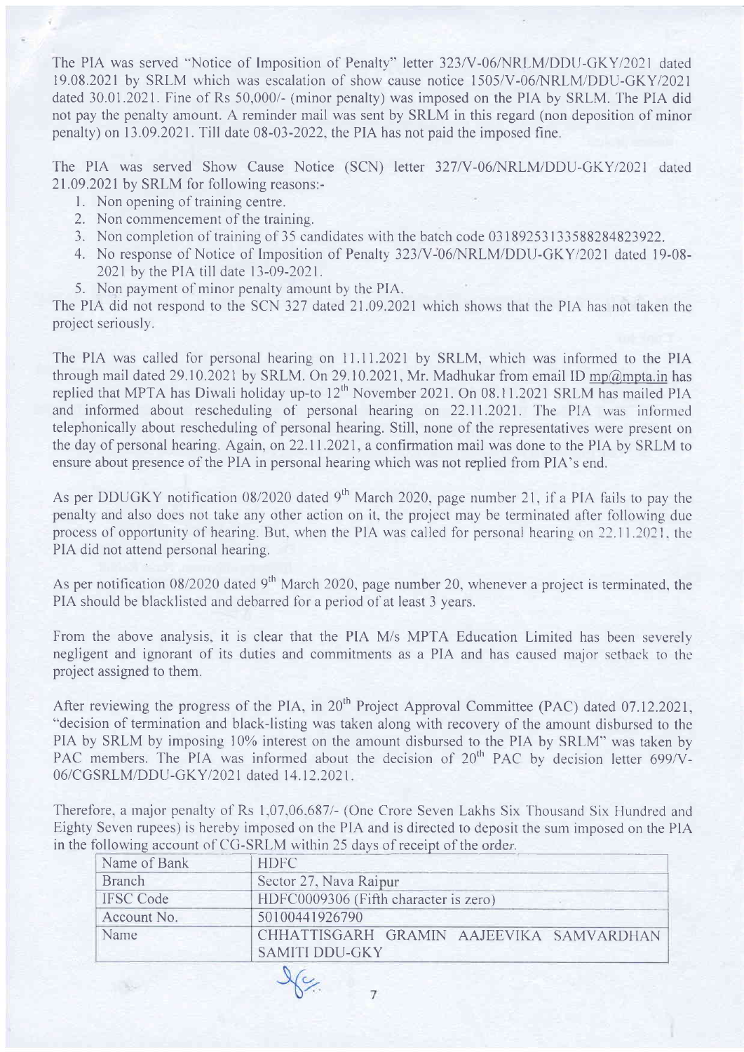The PIA was served "Notice of Imposition of Penalty" letter 323/V-06/NRLM/DDU-GKY/2021 dated 19.08.2021 by SRLM which was escalation of show cause notice 1505/V-06/NRLM/DDU-GKY/2021 dated 30.01.2021. Fine of Rs 50,000/- (minor penalty) was imposed on the PIA by SRLM. The PIA did not pay the penalty amount. A reminder mail was sent by SRLM in this regard (non deposition of minor penalty) on 13.09.2021. Till date 08-03-2022, the PIA has not paid the imposed fine.

The PIA was served Show Cause Notice (SCN) letter 327/V-06/NRLM/DDU-GKY/2021 dated 21.09.2021 by SRLM for following reasons:-

1. Non opening of training centre.
2. Non commencement of the training.
3. Non completion of training of 35 candidates with the batch code 03189253133588284823922.
4. No response of Notice of Imposition of Penalty 323/V-06/NRLM/DDU-GKY/2021 dated 19-08-2021 by the PIA till date 13-09-2021.
5. Non payment of minor penalty amount by the PIA.

The PIA did not respond to the SCN 327 dated 21.09.2021 which shows that the PIA has not taken the project seriously.

The PIA was called for personal hearing on 11.11.2021 by SRLM, which was informed to the PIA through mail dated 29.10.2021 by SRLM. On 29.10.2021, Mr. Madhukar from email ID mp@mpta.in has replied that MPTA has Diwali holiday up-to 12[th] November 2021. On 08.11.2021 SRLM has mailed PIA and informed about rescheduling of personal hearing on 22.11.2021. The PIA was informed telephonically about rescheduling of personal hearing. Still, none of the representatives were present on the day of personal hearing. Again, on 22.11.2021, a confirmation mail was done to the PIA by SRLM to ensure about presence of the PIA in personal hearing which was not replied from PIA's end.

As per DDUGKY notification 08/2020 dated 9[th] March 2020, page number 21, if a PIA fails to pay the penalty and also does not take any other action on it, the project may be terminated after following due process of opportunity of hearing. But, when the PIA was called for personal hearing on 22.11.2021, the PIA did not attend personal hearing.

As per notification 08/2020 dated 9[th] March 2020, page number 20, whenever a project is terminated, the PIA should be blacklisted and debarred for a period of at least 3 years.

From the above analysis, it is clear that the PIA M/s MPTA Education Limited has been severely negligent and ignorant of its duties and commitments as a PIA and has caused major setback to the project assigned to them.

After reviewing the progress of the PIA, in 20[th] Project Approval Committee (PAC) dated 07.12.2021, "decision of termination and black-listing was taken along with recovery of the amount disbursed to the PIA by SRLM by imposing 10% interest on the amount disbursed to the PIA by SRLM" was taken by PAC members. The PIA was informed about the decision of 20[th] PAC by decision letter 699/V-06/CGSRLM/DDU-GKY/2021 dated 14.12.2021.

Therefore, a major penalty of Rs 1,07,06,687/- (One Crore Seven Lakhs Six Thousand Six Hundred and Eighty Seven rupees) is hereby imposed on the PIA and is directed to deposit the sum imposed on the PIA in the following account of CG-SRLM within 25 days of receipt of the order.

| Name of Bank | HDFC |
|---|---|
| Branch | Sector 27, Nava Raipur |
| IFSC Code | HDFC0009306 (Fifth character is zero) |
| Account No. | 50100441926790 |
| Name | CHHATTISGARH GRAMIN AAJEEVIKA SAMVARDHAN SAMITI DDU-GKY |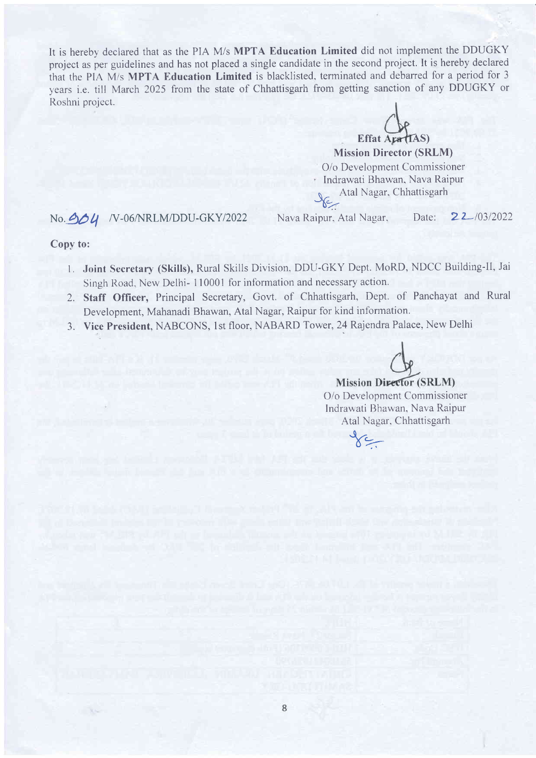It is hereby declared that as the PIA M/s **MPTA Education Limited** did not implement the DDUGKY project as per guidelines and has not placed a single candidate in the second project. It is hereby declared that the PIA M/s **MPTA Education Limited** is blacklisted, terminated and debarred for a period for 3 years i.e. till March 2025 from the state of Chhattisgarh from getting sanction of any DDUGKY or Roshni project.

**Effat Ara (IAS)**
**Mission Director (SRLM)**
O/o Development Commissioner
Indrawati Bhawan, Nava Raipur
Atal Nagar, Chhattisgarh

No. 904 /V-06/NRLM/DDU-GKY/2022 Nava Raipur, Atal Nagar, Date: 22/03/2022

**Copy to:**

1. **Joint Secretary (Skills),** Rural Skills Division, DDU-GKY Dept. MoRD, NDCC Building-II, Jai Singh Road, New Delhi- 110001 for information and necessary action.
2. **Staff Officer,** Principal Secretary, Govt. of Chhattisgarh, Dept. of Panchayat and Rural Development, Mahanadi Bhawan, Atal Nagar, Raipur for kind information.
3. **Vice President,** NABCONS, 1st floor, NABARD Tower, 24 Rajendra Palace, New Delhi

**Mission Director (SRLM)**
O/o Development Commissioner
Indrawati Bhawan, Nava Raipur
Atal Nagar, Chhattisgarh